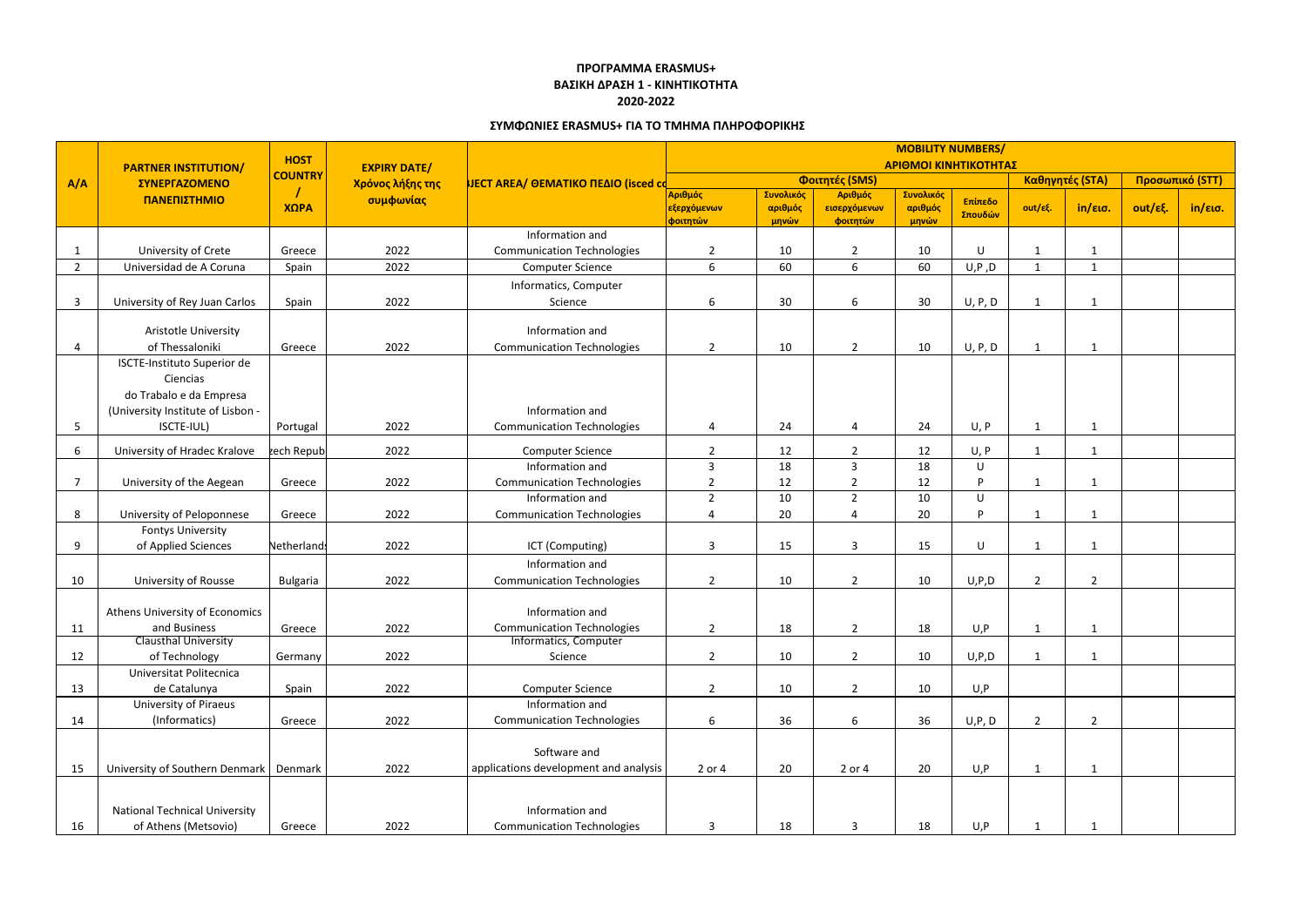**ΠΡΟΓΡΑΜΜΑ ERASMUS+**
**ΒΑΣΙΚΗ ΔΡΑΣΗ 1 - ΚΙΝΗΤΙΚΟΤΗΤΑ**
**2020-2022**

## ΣΥΜΦΩΝΙΕΣ ERASMUS+ ΓΙΑ ΤΟ ΤΜΗΜΑ ΠΛΗΡΟΦΟΡΙΚΗΣ

| A/A | PARTNER INSTITUTION/ ΣΥΝΕΡΓΑΖΟΜΕΝΟ ΠΑΝΕΠΙΣΤΗΜΙΟ | HOST COUNTRY / ΧΩΡΑ | EXPIRY DATE/ Χρόνος λήξης της συμφωνίας | SUBJECT AREA/ ΘΕΜΑΤΙΚΟ ΠΕΔΙΟ (isced code) | MOBILITY NUMBERS/ ΑΡΙΘΜΟΙ ΚΙΝΗΤΙΚΟΤΗΤΑΣ | | | | | | | | |
|---|---|---|---|---|---|---|---|---|---|---|---|---|---|
| | | | | | Φοιτητές (SMS) | | | | | Καθηγητές (STA) | | Προσωπικό (STT) | |
| | | | | | Αριθμός εξερχόμενων φοιτητών | Συνολικός αριθμός μηνών | Αριθμός εισερχόμενων φοιτητών | Συνολικός αριθμός μηνών | Επίπεδο Σπουδών | out/εξ. | in/εισ. | out/εξ. | in/εισ. |
| 1 | University of Crete | Greece | 2022 | Information and Communication Technologies | 2 | 10 | 2 | 10 | U | 1 | 1 | | |
| 2 | Universidad de A Coruna | Spain | 2022 | Computer Science | 6 | 60 | 6 | 60 | U,P ,D | 1 | 1 | | |
| 3 | University of Rey Juan Carlos | Spain | 2022 | Informatics, Computer Science | 6 | 30 | 6 | 30 | U, P, D | 1 | 1 | | |
| 4 | Aristotle University of Thessaloniki | Greece | 2022 | Information and Communication Technologies | 2 | 10 | 2 | 10 | U, P, D | 1 | 1 | | |
| 5 | ISCTE-Instituto Superior de Ciencias do Trabalo e da Empresa (University Institute of Lisbon - ISCTE-IUL) | Portugal | 2022 | Information and Communication Technologies | 4 | 24 | 4 | 24 | U, P | 1 | 1 | | |
| 6 | University of Hradec Kralove | Czech Republic | 2022 | Computer Science | 2 | 12 | 2 | 12 | U, P | 1 | 1 | | |
| 7 | University of the Aegean | Greece | 2022 | Information and Communication Technologies | 3<br>2 | 18<br>12 | 3<br>2 | 18<br>12 | U<br>P | 1 | 1 | | |
| 8 | University of Peloponnese | Greece | 2022 | Information and Communication Technologies | 2<br>4 | 10<br>20 | 2<br>4 | 10<br>20 | U<br>P | 1 | 1 | | |
| 9 | Fontys University of Applied Sciences | Netherlands | 2022 | ICT (Computing) | 3 | 15 | 3 | 15 | U | 1 | 1 | | |
| 10 | University of Rousse | Bulgaria | 2022 | Information and Communication Technologies | 2 | 10 | 2 | 10 | U,P,D | 2 | 2 | | |
| 11 | Athens University of Economics and Business | Greece | 2022 | Information and Communication Technologies | 2 | 18 | 2 | 18 | U,P | 1 | 1 | | |
| 12 | Clausthal University of Technology | Germany | 2022 | Informatics, Computer Science | 2 | 10 | 2 | 10 | U,P,D | 1 | 1 | | |
| 13 | Universitat Politecnica de Catalunya | Spain | 2022 | Computer Science | 2 | 10 | 2 | 10 | U,P | | | | |
| 14 | University of Piraeus (Informatics) | Greece | 2022 | Information and Communication Technologies | 6 | 36 | 6 | 36 | U,P, D | 2 | 2 | | |
| 15 | University of Southern Denmark | Denmark | 2022 | Software and applications development and analysis | 2 or 4 | 20 | 2 or 4 | 20 | U,P | 1 | 1 | | |
| 16 | National Technical University of Athens (Metsovio) | Greece | 2022 | Information and Communication Technologies | 3 | 18 | 3 | 18 | U,P | 1 | 1 | | |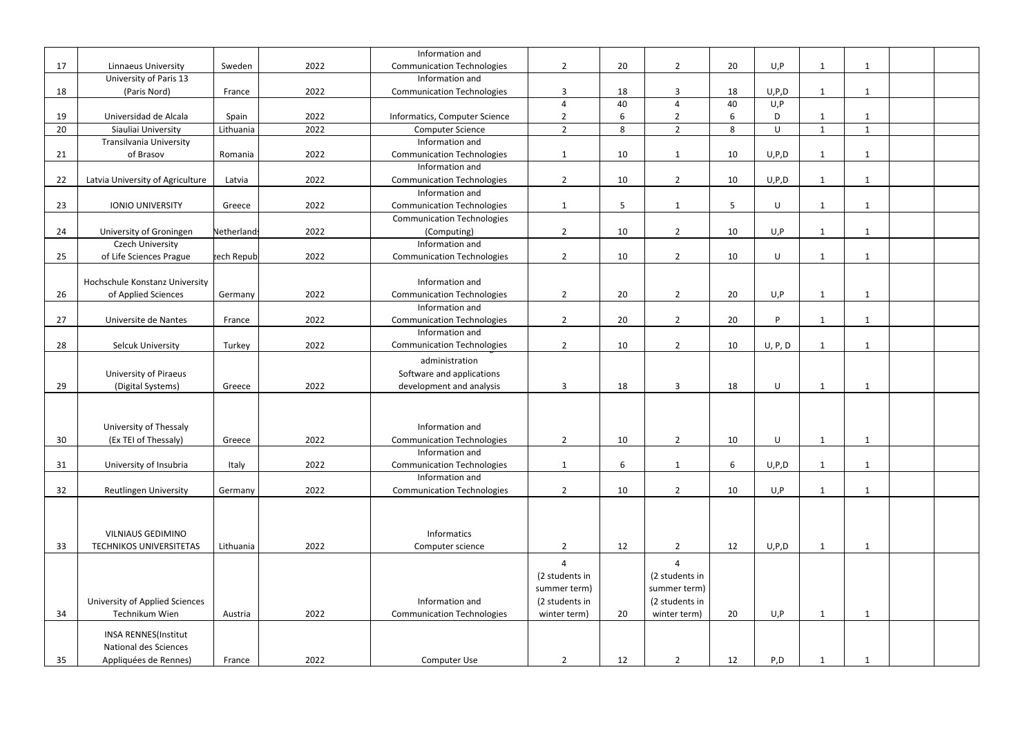| | | | | | | | | | | | | | |
|---|---|---|---|---|---|---|---|---|---|---|---|---|---|
| 17 | Linnaeus University | Sweden | 2022 | Information and Communication Technologies | 2 | 20 | 2 | 20 | U,P | 1 | 1 | | |
| 18 | University of Paris 13 (Paris Nord) | France | 2022 | Information and Communication Technologies | 3 | 18 | 3 | 18 | U,P,D | 1 | 1 | | |
| 19 | Universidad de Alcala | Spain | 2022 | Informatics, Computer Science | 4<br>2 | 40<br>6 | 4<br>2 | 40<br>6 | U,P<br>D | 1 | 1 | | |
| 20 | Siauliai University | Lithuania | 2022 | Computer Science | 2 | 8 | 2 | 8 | U | 1 | 1 | | |
| 21 | Transilvania University of Brasov | Romania | 2022 | Information and Communication Technologies | 1 | 10 | 1 | 10 | U,P,D | 1 | 1 | | |
| 22 | Latvia University of Agriculture | Latvia | 2022 | Information and Communication Technologies | 2 | 10 | 2 | 10 | U,P,D | 1 | 1 | | |
| 23 | IONIO UNIVERSITY | Greece | 2022 | Information and Communication Technologies | 1 | 5 | 1 | 5 | U | 1 | 1 | | |
| 24 | University of Groningen | Netherlands | 2022 | Communication Technologies (Computing) | 2 | 10 | 2 | 10 | U,P | 1 | 1 | | |
| 25 | Czech University of Life Sciences Prague | Czech Republic | 2022 | Information and Communication Technologies | 2 | 10 | 2 | 10 | U | 1 | 1 | | |
| 26 | Hochschule Konstanz University of Applied Sciences | Germany | 2022 | Information and Communication Technologies | 2 | 20 | 2 | 20 | U,P | 1 | 1 | | |
| 27 | Universite de Nantes | France | 2022 | Information and Communication Technologies | 2 | 20 | 2 | 20 | P | 1 | 1 | | |
| 28 | Selcuk University | Turkey | 2022 | Information and Communication Technologies | 2 | 10 | 2 | 10 | U, P, D | 1 | 1 | | |
| 29 | University of Piraeus (Digital Systems) | Greece | 2022 | administration Software and applications development and analysis | 3 | 18 | 3 | 18 | U | 1 | 1 | | |
| 30 | University of Thessaly (Ex TEI of Thessaly) | Greece | 2022 | Information and Communication Technologies | 2 | 10 | 2 | 10 | U | 1 | 1 | | |
| 31 | University of Insubria | Italy | 2022 | Information and Communication Technologies | 1 | 6 | 1 | 6 | U,P,D | 1 | 1 | | |
| 32 | Reutlingen University | Germany | 2022 | Information and Communication Technologies | 2 | 10 | 2 | 10 | U,P | 1 | 1 | | |
| 33 | VILNIAUS GEDIMINO TECHNIKOS UNIVERSITETAS | Lithuania | 2022 | Informatics Computer science | 2 | 12 | 2 | 12 | U,P,D | 1 | 1 | | |
| 34 | University of Applied Sciences Technikum Wien | Austria | 2022 | Information and Communication Technologies | 4 (2 students in summer term) (2 students in winter term) | 20 | 4 (2 students in summer term) (2 students in winter term) | 20 | U,P | 1 | 1 | | |
| 35 | INSA RENNES(Institut National des Sciences Appliquées de Rennes) | France | 2022 | Computer Use | 2 | 12 | 2 | 12 | P,D | 1 | 1 | | |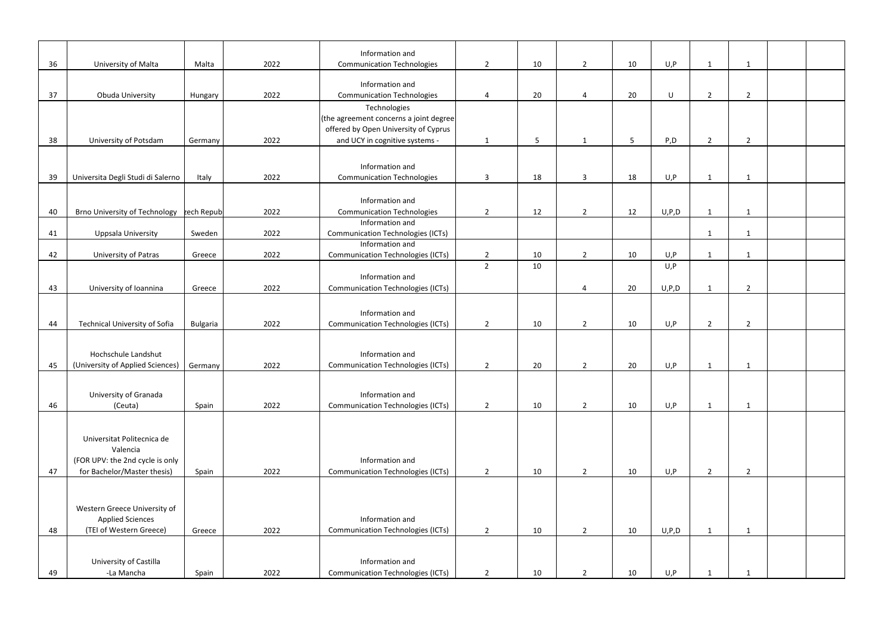|  |  |  |  |  |  |  |  |  |  |  |  |  |  |
|---|---|---|---|---|---|---|---|---|---|---|---|---|---|
| 36 | University of Malta | Malta | 2022 | Information and Communication Technologies | 2 | 10 | 2 | 10 | U,P | 1 | 1 |  |  |
| 37 | Obuda University | Hungary | 2022 | Information and Communication Technologies | 4 | 20 | 4 | 20 | U | 2 | 2 |  |  |
| 38 | University of Potsdam | Germany | 2022 | Technologies (the agreement concerns a joint degree offered by Open University of Cyprus and UCY in cognitive systems - | 1 | 5 | 1 | 5 | P,D | 2 | 2 |  |  |
| 39 | Universita Degli Studi di Salerno | Italy | 2022 | Information and Communication Technologies | 3 | 18 | 3 | 18 | U,P | 1 | 1 |  |  |
| 40 | Brno University of Technology | zech Repub | 2022 | Information and Communication Technologies | 2 | 12 | 2 | 12 | U,P,D | 1 | 1 |  |  |
| 41 | Uppsala University | Sweden | 2022 | Information and Communication Technologies (ICTs) |  |  |  |  |  | 1 | 1 |  |  |
| 42 | University of Patras | Greece | 2022 | Information and Communication Technologies (ICTs) | 2 | 10 | 2 | 10 | U,P | 1 | 1 |  |  |
| 43 | University of Ioannina | Greece | 2022 | Information and Communication Technologies (ICTs) | 2 | 10 | 4 | 20 | U,P<br>U,P,D | 1 | 2 |  |  |
| 44 | Technical University of Sofia | Bulgaria | 2022 | Information and Communication Technologies (ICTs) | 2 | 10 | 2 | 10 | U,P | 2 | 2 |  |  |
| 45 | Hochschule Landshut (University of Applied Sciences) | Germany | 2022 | Information and Communication Technologies (ICTs) | 2 | 20 | 2 | 20 | U,P | 1 | 1 |  |  |
| 46 | University of Granada (Ceuta) | Spain | 2022 | Information and Communication Technologies (ICTs) | 2 | 10 | 2 | 10 | U,P | 1 | 1 |  |  |
| 47 | Universitat Politecnica de Valencia (FOR UPV: the 2nd cycle is only for Bachelor/Master thesis) | Spain | 2022 | Information and Communication Technologies (ICTs) | 2 | 10 | 2 | 10 | U,P | 2 | 2 |  |  |
| 48 | Western Greece University of Applied Sciences (TEI of Western Greece) | Greece | 2022 | Information and Communication Technologies (ICTs) | 2 | 10 | 2 | 10 | U,P,D | 1 | 1 |  |  |
| 49 | University of Castilla -La Mancha | Spain | 2022 | Information and Communication Technologies (ICTs) | 2 | 10 | 2 | 10 | U,P | 1 | 1 |  |  |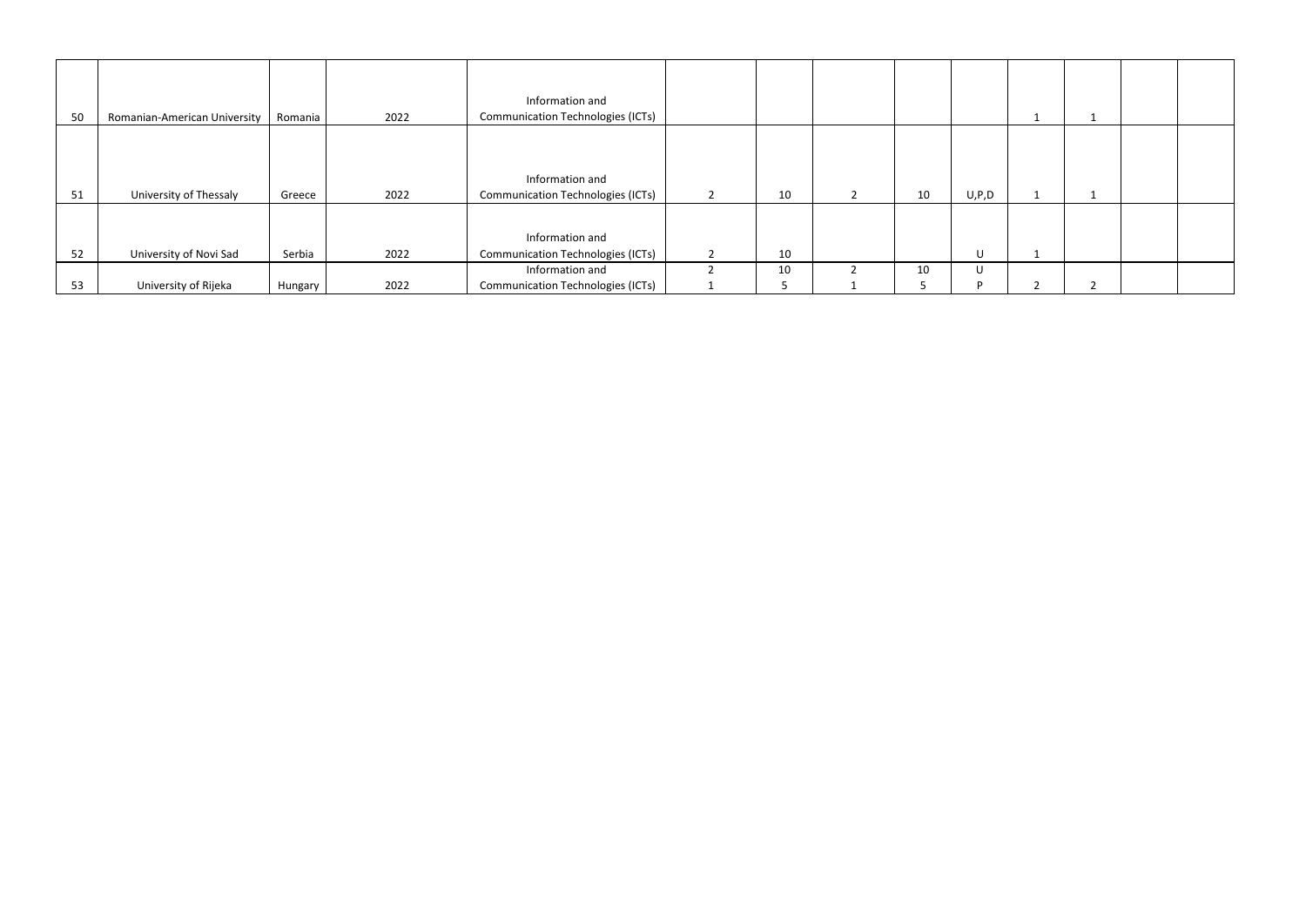| | | | | | | | | | | | | | |
|---|---|---|---|---|---|---|---|---|---|---|---|---|---|
| 50 | Romanian-American University | Romania | 2022 | Information and Communication Technologies (ICTs) | | | | | | 1 | 1 | | |
| 51 | University of Thessaly | Greece | 2022 | Information and Communication Technologies (ICTs) | 2 | 10 | 2 | 10 | U,P,D | 1 | 1 | | |
| 52 | University of Novi Sad | Serbia | 2022 | Information and Communication Technologies (ICTs) | 2 | 10 | | | U | 1 | | | |
| 53 | University of Rijeka | Hungary | 2022 | Information and Communication Technologies (ICTs) | 2<br>1 | 10<br>5 | 2<br>1 | 10<br>5 | U<br>P | 2 | 2 | | |